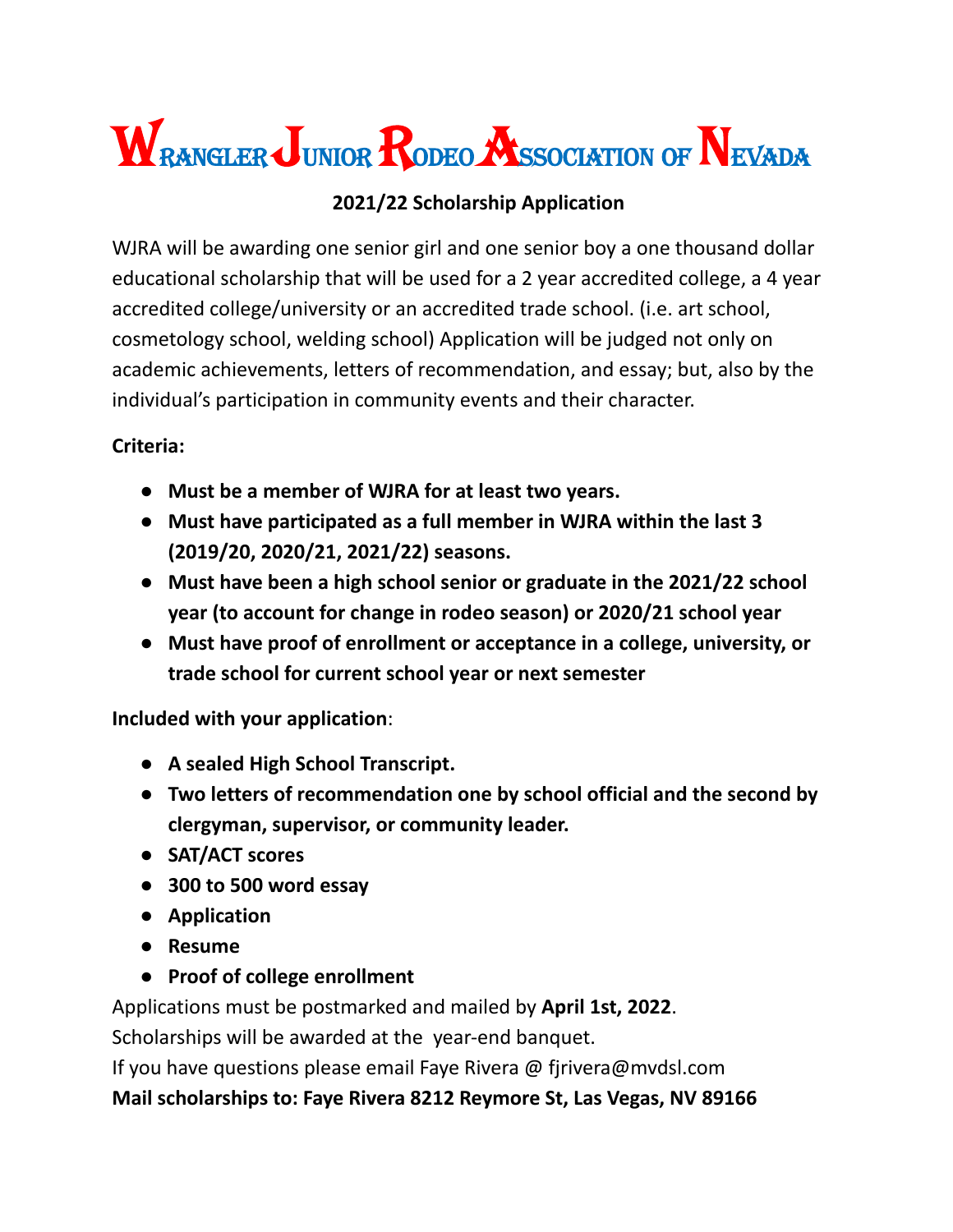# Wrangler Junior Rodeo Association of Nevada

## 2021/22 Scholarship Application

WJRA will be awarding one senior girl and one senior boy a one thousand dollar educational scholarship that will be used for a 2 year accredited college, a 4 year accredited college/university or an accredited trade school. (i.e. art school, cosmetology school, welding school) Application will be judged not only on academic achievements, letters of recommendation, and essay; but, also by the individual's participation in community events and their character.

**Criteria:**

- **Must be a member of WJRA for at least two years.**
- **Must have participated as a full member in WJRA within the last 3 (2019/20, 2020/21, 2021/22) seasons.**
- **Must have been a high school senior or graduate in the 2021/22 school year (to account for change in rodeo season) or 2020/21 school year**
- **Must have proof of enrollment or acceptance in a college, university, or trade school for current school year or next semester**

**Included with your application**:

- **A sealed High School Transcript.**
- **Two letters of recommendation one by school official and the second by clergyman, supervisor, or community leader.**
- **SAT/ACT scores**
- **300 to 500 word essay**
- **Application**
- **Resume**
- **Proof of college enrollment**

Applications must be postmarked and mailed by **April 1st, 2022**.

Scholarships will be awarded at the year-end banquet.

If you have questions please email Faye Rivera @ fjrivera@mvdsl.com

**Mail scholarships to: Faye Rivera 8212 Reymore St, Las Vegas, NV 89166**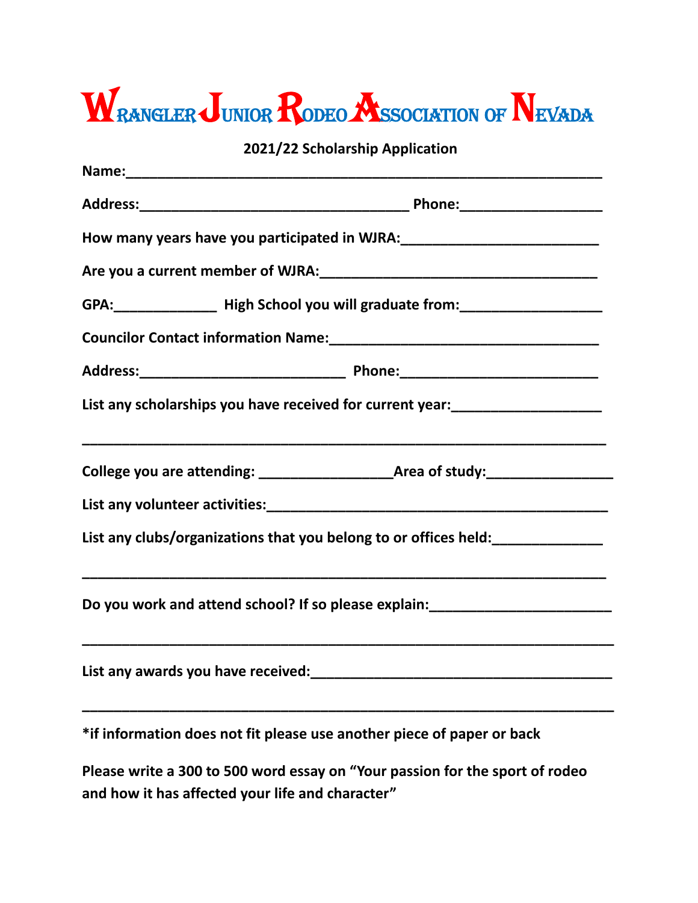# Wrangler Junior Rodeo Association of Nevada

**2021/22 Scholarship Application**

**Name:**_______________________________________________________________

**Address:**___________________________________ **Phone:**__________________

**How many years have you participated in WJRA:**__________________________

**Are you a current member of WJRA:**____________________________________

**GPA:**_____________ **High School you will graduate from:**__________________

**Councilor Contact information Name:**___________________________________

**Address:**___________________________ **Phone:**_________________________

**List any scholarships you have received for current year:**___________________

____________________________________________________________________

**College you are attending:** _________________**Area of study:**________________

**List any volunteer activities:**____________________________________________

**List any clubs/organizations that you belong to or offices held:**_____________

____________________________________________________________________

**Do you work and attend school? If so please explain:**_______________________

____________________________________________________________________

**List any awards you have received:**_______________________________________

____________________________________________________________________

**\*if information does not fit please use another piece of paper or back**

**Please write a 300 to 500 word essay on "Your passion for the sport of rodeo and how it has affected your life and character"**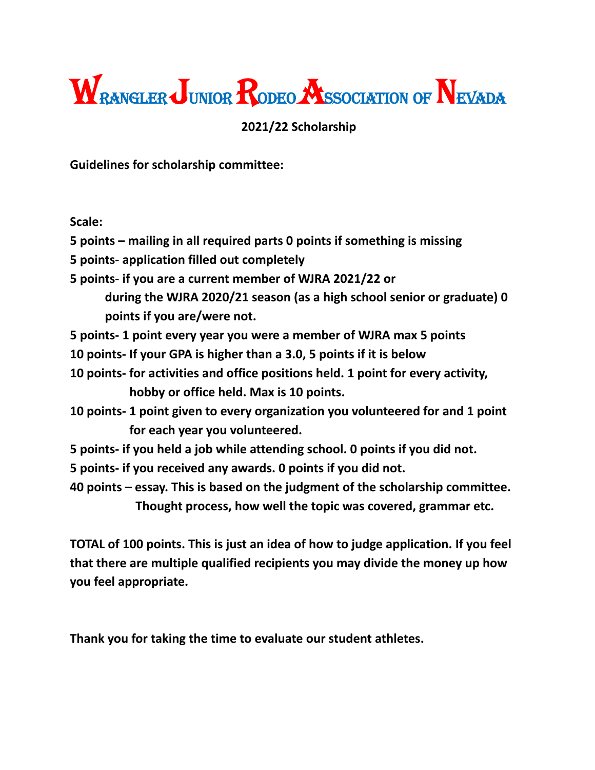# Wrangler Junior Rodeo Association of Nevada

**2021/22 Scholarship**

**Guidelines for scholarship committee:**

**Scale:**

**5 points – mailing in all required parts 0 points if something is missing**

**5 points- application filled out completely**

**5 points- if you are a current member of WJRA 2021/22 or during the WJRA 2020/21 season (as a high school senior or graduate) 0 points if you are/were not.**

**5 points- 1 point every year you were a member of WJRA max 5 points**

**10 points- If your GPA is higher than a 3.0, 5 points if it is below**

**10 points- for activities and office positions held. 1 point for every activity, hobby or office held. Max is 10 points.**

**10 points- 1 point given to every organization you volunteered for and 1 point for each year you volunteered.**

**5 points- if you held a job while attending school. 0 points if you did not.**

**5 points- if you received any awards. 0 points if you did not.**

**40 points – essay. This is based on the judgment of the scholarship committee. Thought process, how well the topic was covered, grammar etc.**

**TOTAL of 100 points. This is just an idea of how to judge application. If you feel that there are multiple qualified recipients you may divide the money up how you feel appropriate.**

**Thank you for taking the time to evaluate our student athletes.**